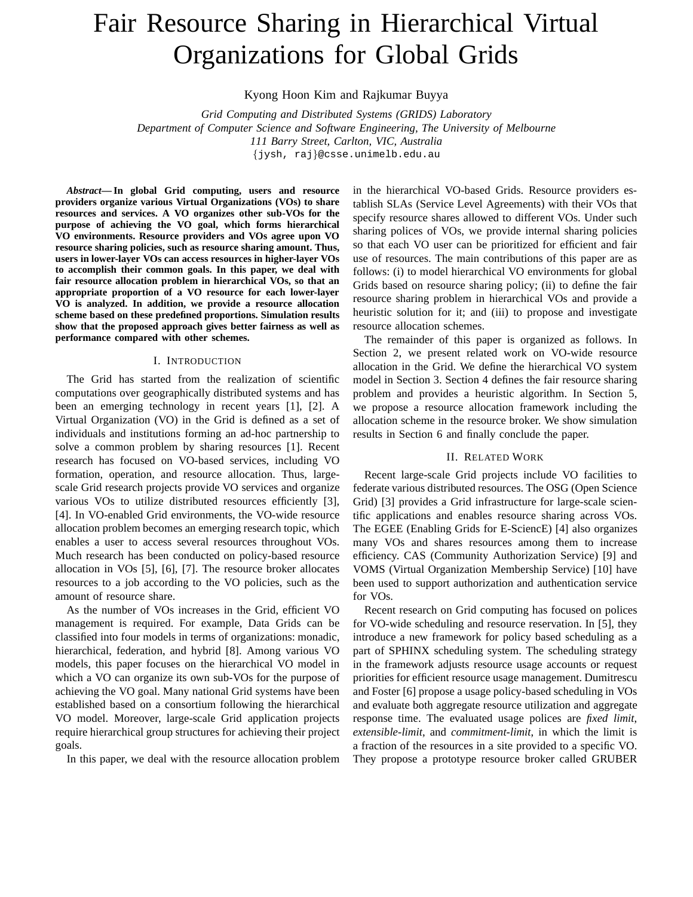# Fair Resource Sharing in Hierarchical Virtual Organizations for Global Grids

Kyong Hoon Kim and Rajkumar Buyya

*Grid Computing and Distributed Systems (GRIDS) Laboratory*
*Department of Computer Science and Software Engineering, The University of Melbourne*
*111 Barry Street, Carlton, VIC, Australia*
{jysh, raj}@csse.unimelb.edu.au

***Abstract*— In global Grid computing, users and resource providers organize various Virtual Organizations (VOs) to share resources and services. A VO organizes other sub-VOs for the purpose of achieving the VO goal, which forms hierarchical VO environments. Resource providers and VOs agree upon VO resource sharing policies, such as resource sharing amount. Thus, users in lower-layer VOs can access resources in higher-layer VOs to accomplish their common goals. In this paper, we deal with fair resource allocation problem in hierarchical VOs, so that an appropriate proportion of a VO resource for each lower-layer VO is analyzed. In addition, we provide a resource allocation scheme based on these predefined proportions. Simulation results show that the proposed approach gives better fairness as well as performance compared with other schemes.**

## I. Introduction

The Grid has started from the realization of scientific computations over geographically distributed systems and has been an emerging technology in recent years [1], [2]. A Virtual Organization (VO) in the Grid is defined as a set of individuals and institutions forming an ad-hoc partnership to solve a common problem by sharing resources [1]. Recent research has focused on VO-based services, including VO formation, operation, and resource allocation. Thus, large-scale Grid research projects provide VO services and organize various VOs to utilize distributed resources efficiently [3], [4]. In VO-enabled Grid environments, the VO-wide resource allocation problem becomes an emerging research topic, which enables a user to access several resources throughout VOs. Much research has been conducted on policy-based resource allocation in VOs [5], [6], [7]. The resource broker allocates resources to a job according to the VO policies, such as the amount of resource share.

As the number of VOs increases in the Grid, efficient VO management is required. For example, Data Grids can be classified into four models in terms of organizations: monadic, hierarchical, federation, and hybrid [8]. Among various VO models, this paper focuses on the hierarchical VO model in which a VO can organize its own sub-VOs for the purpose of achieving the VO goal. Many national Grid systems have been established based on a consortium following the hierarchical VO model. Moreover, large-scale Grid application projects require hierarchical group structures for achieving their project goals.

In this paper, we deal with the resource allocation problem in the hierarchical VO-based Grids. Resource providers establish SLAs (Service Level Agreements) with their VOs that specify resource shares allowed to different VOs. Under such sharing polices of VOs, we provide internal sharing policies so that each VO user can be prioritized for efficient and fair use of resources. The main contributions of this paper are as follows: (i) to model hierarchical VO environments for global Grids based on resource sharing policy; (ii) to define the fair resource sharing problem in hierarchical VOs and provide a heuristic solution for it; and (iii) to propose and investigate resource allocation schemes.

The remainder of this paper is organized as follows. In Section 2, we present related work on VO-wide resource allocation in the Grid. We define the hierarchical VO system model in Section 3. Section 4 defines the fair resource sharing problem and provides a heuristic algorithm. In Section 5, we propose a resource allocation framework including the allocation scheme in the resource broker. We show simulation results in Section 6 and finally conclude the paper.

## II. Related Work

Recent large-scale Grid projects include VO facilities to federate various distributed resources. The OSG (Open Science Grid) [3] provides a Grid infrastructure for large-scale scientific applications and enables resource sharing across VOs. The EGEE (Enabling Grids for E-SciencE) [4] also organizes many VOs and shares resources among them to increase efficiency. CAS (Community Authorization Service) [9] and VOMS (Virtual Organization Membership Service) [10] have been used to support authorization and authentication service for VOs.

Recent research on Grid computing has focused on polices for VO-wide scheduling and resource reservation. In [5], they introduce a new framework for policy based scheduling as a part of SPHINX scheduling system. The scheduling strategy in the framework adjusts resource usage accounts or request priorities for efficient resource usage management. Dumitrescu and Foster [6] propose a usage policy-based scheduling in VOs and evaluate both aggregate resource utilization and aggregate response time. The evaluated usage polices are *fixed limit*, *extensible-limit*, and *commitment-limit*, in which the limit is a fraction of the resources in a site provided to a specific VO. They propose a prototype resource broker called GRUBER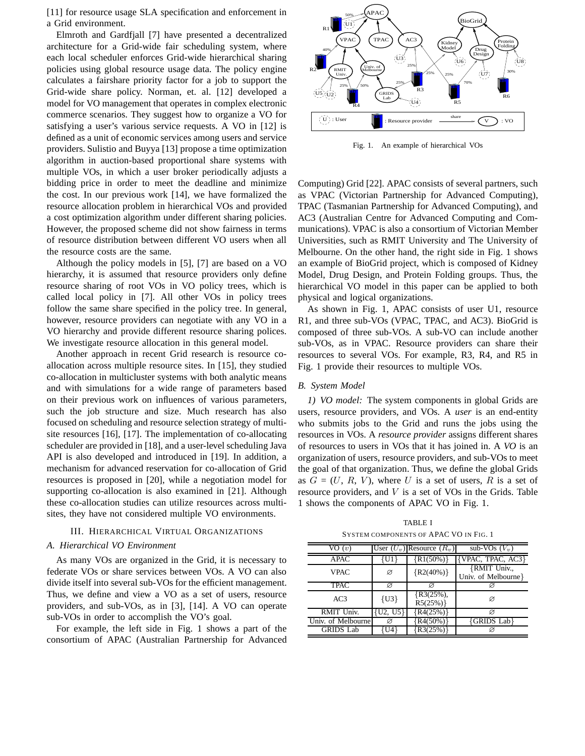[11] for resource usage SLA specification and enforcement in a Grid environment.

Elmroth and Gardfjall [7] have presented a decentralized architecture for a Grid-wide fair scheduling system, where each local scheduler enforces Grid-wide hierarchical sharing policies using global resource usage data. The policy engine calculates a fairshare priority factor for a job to support the Grid-wide share policy. Norman, et. al. [12] developed a model for VO management that operates in complex electronic commerce scenarios. They suggest how to organize a VO for satisfying a user's various service requests. A VO in [12] is defined as a unit of economic services among users and service providers. Sulistio and Buyya [13] propose a time optimization algorithm in auction-based proportional share systems with multiple VOs, in which a user broker periodically adjusts a bidding price in order to meet the deadline and minimize the cost. In our previous work [14], we have formalized the resource allocation problem in hierarchical VOs and provided a cost optimization algorithm under different sharing policies. However, the proposed scheme did not show fairness in terms of resource distribution between different VO users when all the resource costs are the same.

Although the policy models in [5], [7] are based on a VO hierarchy, it is assumed that resource providers only define resource sharing of root VOs in VO policy trees, which is called local policy in [7]. All other VOs in policy trees follow the same share specified in the policy tree. In general, however, resource providers can negotiate with any VO in a VO hierarchy and provide different resource sharing polices. We investigate resource allocation in this general model.

Another approach in recent Grid research is resource co-allocation across multiple resource sites. In [15], they studied co-allocation in multicluster systems with both analytic means and with simulations for a wide range of parameters based on their previous work on influences of various parameters, such the job structure and size. Much research has also focused on scheduling and resource selection strategy of multi-site resources [16], [17]. The implementation of co-allocating scheduler are provided in [18], and a user-level scheduling Java API is also developed and introduced in [19]. In addition, a mechanism for advanced reservation for co-allocation of Grid resources is proposed in [20], while a negotiation model for supporting co-allocation is also examined in [21]. Although these co-allocation studies can utilize resources across multi-sites, they have not considered multiple VO environments.

## III. Hierarchical Virtual Organizations

### A. Hierarchical VO Environment

As many VOs are organized in the Grid, it is necessary to federate VOs or share services between VOs. A VO can also divide itself into several sub-VOs for the efficient management. Thus, we define and view a VO as a set of users, resource providers, and sub-VOs, as in [3], [14]. A VO can operate sub-VOs in order to accomplish the VO's goal.

For example, the left side in Fig. 1 shows a part of the consortium of APAC (Australian Partnership for Advanced Computing) Grid [22]. APAC consists of several partners, such as VPAC (Victorian Partnership for Advanced Computing), TPAC (Tasmanian Partnership for Advanced Computing), and AC3 (Australian Centre for Advanced Computing and Communications). VPAC is also a consortium of Victorian Member Universities, such as RMIT University and The University of Melbourne. On the other hand, the right side in Fig. 1 shows an example of BioGrid project, which is composed of Kidney Model, Drug Design, and Protein Folding groups. Thus, the hierarchical VO model in this paper can be applied to both physical and logical organizations.

Fig. 1. An example of hierarchical VOs

As shown in Fig. 1, APAC consists of user U1, resource R1, and three sub-VOs (VPAC, TPAC, and AC3). BioGrid is composed of three sub-VOs. A sub-VO can include another sub-VOs, as in VPAC. Resource providers can share their resources to several VOs. For example, R3, R4, and R5 in Fig. 1 provide their resources to multiple VOs.

### B. System Model

*1) VO model:* The system components in global Grids are users, resource providers, and VOs. A *user* is an end-entity who submits jobs to the Grid and runs the jobs using the resources in VOs. A *resource provider* assigns different shares of resources to users in VOs that it has joined in. A *VO* is an organization of users, resource providers, and sub-VOs to meet the goal of that organization. Thus, we define the global Grids as $G = (U, R, V)$, where $U$ is a set of users, $R$ is a set of resource providers, and $V$ is a set of VOs in the Grids. Table 1 shows the components of APAC VO in Fig. 1.

TABLE I
System Components of APAC VO in Fig. 1

| VO ($v$) | User ($U_v$) | Resource ($R_v$) | sub-VOs ($V_v$) |
|---|---|---|---|
| APAC | {U1} | {R1(50%)} | {VPAC, TPAC, AC3} |
| VPAC | ∅ | {R2(40%)} | {RMIT Univ., Univ. of Melbourne} |
| TPAC | ∅ | ∅ | ∅ |
| AC3 | {U3} | {R3(25%), R5(25%)} | ∅ |
| RMIT Univ. | {U2, U5} | {R4(25%)} | ∅ |
| Univ. of Melbourne | ∅ | {R4(50%)} | {GRIDS Lab} |
| GRIDS Lab | {U4} | {R3(25%)} | ∅ |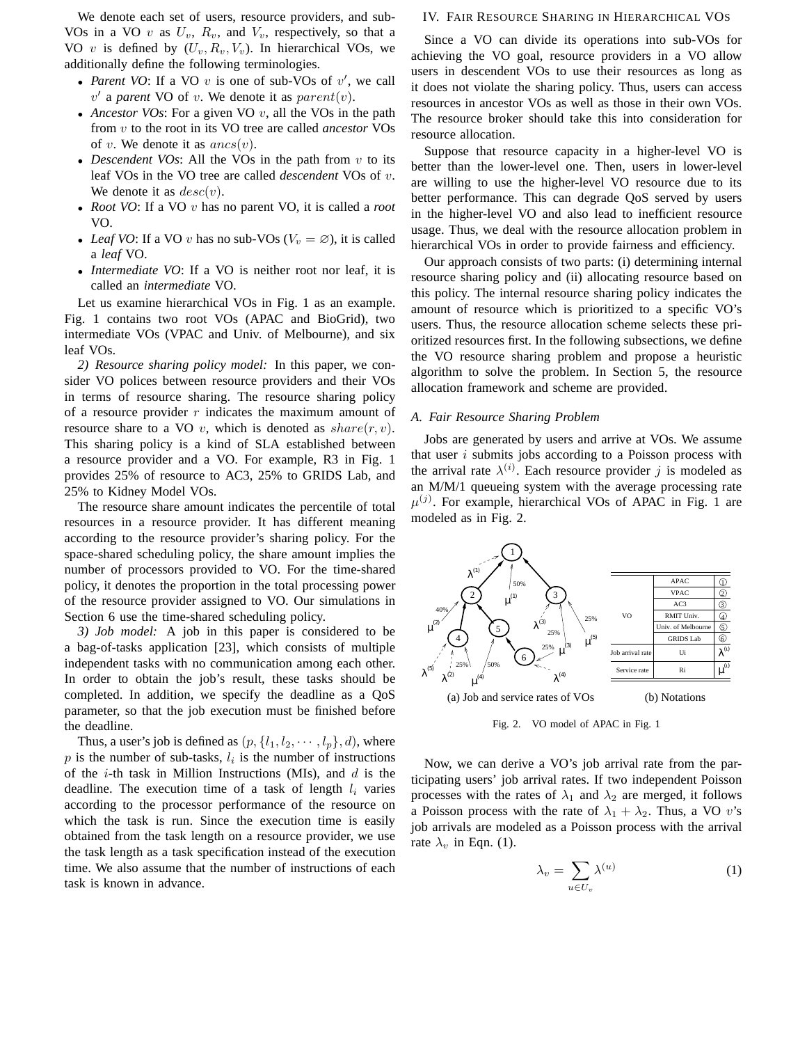We denote each set of users, resource providers, and sub-VOs in a VO $v$ as $U_v$, $R_v$, and $V_v$, respectively, so that a VO $v$ is defined by $(U_v, R_v, V_v)$. In hierarchical VOs, we additionally define the following terminologies.

- *Parent VO*: If a VO $v$ is one of sub-VOs of $v'$, we call $v'$ a *parent* VO of $v$. We denote it as $parent(v)$.
- *Ancestor VOs*: For a given VO $v$, all the VOs in the path from $v$ to the root in its VO tree are called *ancestor* VOs of $v$. We denote it as $ancs(v)$.
- *Descendent VOs*: All the VOs in the path from $v$ to its leaf VOs in the VO tree are called *descendent* VOs of $v$. We denote it as $desc(v)$.
- *Root VO*: If a VO $v$ has no parent VO, it is called a *root* VO.
- *Leaf VO*: If a VO $v$ has no sub-VOs ($V_v = \varnothing$), it is called a *leaf* VO.
- *Intermediate VO*: If a VO is neither root nor leaf, it is called an *intermediate* VO.

Let us examine hierarchical VOs in Fig. 1 as an example. Fig. 1 contains two root VOs (APAC and BioGrid), two intermediate VOs (VPAC and Univ. of Melbourne), and six leaf VOs.

*2) Resource sharing policy model:* In this paper, we consider VO polices between resource providers and their VOs in terms of resource sharing. The resource sharing policy of a resource provider $r$ indicates the maximum amount of resource share to a VO $v$, which is denoted as $share(r, v)$. This sharing policy is a kind of SLA established between a resource provider and a VO. For example, R3 in Fig. 1 provides 25% of resource to AC3, 25% to GRIDS Lab, and 25% to Kidney Model VOs.

The resource share amount indicates the percentile of total resources in a resource provider. It has different meaning according to the resource provider's sharing policy. For the space-shared scheduling policy, the share amount implies the number of processors provided to VO. For the time-shared policy, it denotes the proportion in the total processing power of the resource provider assigned to VO. Our simulations in Section 6 use the time-shared scheduling policy.

*3) Job model:* A job in this paper is considered to be a bag-of-tasks application [23], which consists of multiple independent tasks with no communication among each other. In order to obtain the job's result, these tasks should be completed. In addition, we specify the deadline as a QoS parameter, so that the job execution must be finished before the deadline.

Thus, a user's job is defined as $(p, \{l_1, l_2, \cdots, l_p\}, d)$, where $p$ is the number of sub-tasks, $l_i$ is the number of instructions of the $i$-th task in Million Instructions (MIs), and $d$ is the deadline. The execution time of a task of length $l_i$ varies according to the processor performance of the resource on which the task is run. Since the execution time is easily obtained from the task length on a resource provider, we use the task length as a task specification instead of the execution time. We also assume that the number of instructions of each task is known in advance.

## IV. Fair Resource Sharing in Hierarchical VOs

Since a VO can divide its operations into sub-VOs for achieving the VO goal, resource providers in a VO allow users in descendent VOs to use their resources as long as it does not violate the sharing policy. Thus, users can access resources in ancestor VOs as well as those in their own VOs. The resource broker should take this into consideration for resource allocation.

Suppose that resource capacity in a higher-level VO is better than the lower-level one. Then, users in lower-level are willing to use the higher-level VO resource due to its better performance. This can degrade QoS served by users in the higher-level VO and also lead to inefficient resource usage. Thus, we deal with the resource allocation problem in hierarchical VOs in order to provide fairness and efficiency.

Our approach consists of two parts: (i) determining internal resource sharing policy and (ii) allocating resource based on this policy. The internal resource sharing policy indicates the amount of resource which is prioritized to a specific VO's users. Thus, the resource allocation scheme selects these prioritized resources first. In the following subsections, we define the VO resource sharing problem and propose a heuristic algorithm to solve the problem. In Section 5, the resource allocation framework and scheme are provided.

### A. Fair Resource Sharing Problem

Jobs are generated by users and arrive at VOs. We assume that user $i$ submits jobs according to a Poisson process with the arrival rate $\lambda^{(i)}$. Each resource provider $j$ is modeled as an M/M/1 queueing system with the average processing rate $\mu^{(j)}$. For example, hierarchical VOs of APAC in Fig. 1 are modeled as in Fig. 2.

(a) Job and service rates of VOs

| | | |
|---|---|---|
| VO | APAC | ① |
| | VPAC | ② |
| | AC3 | ③ |
| | RMIT Univ. | ④ |
| | Univ. of Melbourne | ⑤ |
| | GRIDS Lab | ⑥ |
| Job arrival rate | Ui | $\lambda^{(i)}$ |
| Service rate | Ri | $\mu^{(i)}$ |

(b) Notations

Fig. 2. VO model of APAC in Fig. 1

Now, we can derive a VO's job arrival rate from the participating users' job arrival rates. If two independent Poisson processes with the rates of $\lambda_1$ and $\lambda_2$ are merged, it follows a Poisson process with the rate of $\lambda_1 + \lambda_2$. Thus, a VO $v$'s job arrivals are modeled as a Poisson process with the arrival rate $\lambda_v$ in Eqn. (1).

$$\lambda_v = \sum_{u \in U_v} \lambda^{(u)} \tag{1}$$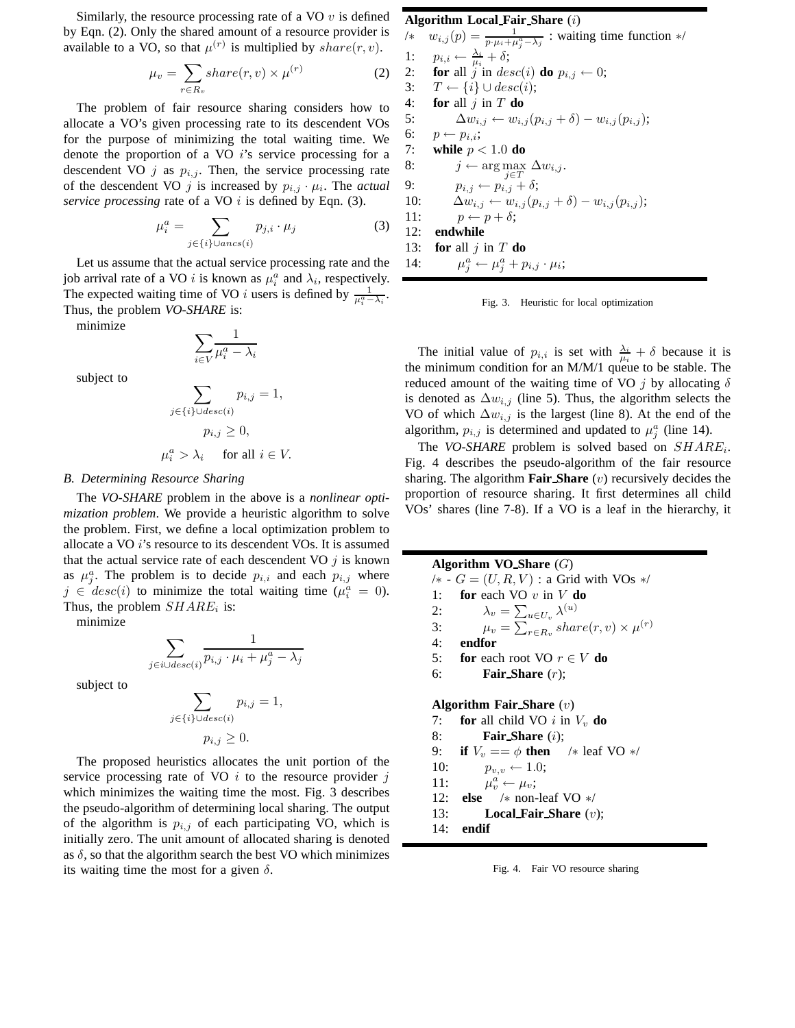Similarly, the resource processing rate of a VO $v$ is defined by Eqn. (2). Only the shared amount of a resource provider is available to a VO, so that $\mu^{(r)}$ is multiplied by $share(r, v)$.

$$\mu_v = \sum_{r \in R_v} share(r, v) \times \mu^{(r)} \tag{2}$$

The problem of fair resource sharing considers how to allocate a VO's given processing rate to its descendent VOs for the purpose of minimizing the total waiting time. We denote the proportion of a VO $i$'s service processing for a descendent VO $j$ as $p_{i,j}$. Then, the service processing rate of the descendent VO $j$ is increased by $p_{i,j} \cdot \mu_i$. The *actual service processing* rate of a VO $i$ is defined by Eqn. (3).

$$\mu_i^a = \sum_{j \in \{i\} \cup ancs(i)} p_{j,i} \cdot \mu_j \tag{3}$$

Let us assume that the actual service processing rate and the job arrival rate of a VO $i$ is known as $\mu_i^a$ and $\lambda_i$, respectively. The expected waiting time of VO $i$ users is defined by $\frac{1}{\mu_i^a - \lambda_i}$. Thus, the problem *VO-SHARE* is:

minimize

$$\sum_{i \in V} \frac{1}{\mu_i^a - \lambda_i}$$

subject to

$$\sum_{j \in \{i\} \cup desc(i)} p_{i,j} = 1,$$

$$p_{i,j} \geq 0,$$

$$\mu_i^a > \lambda_i \quad \text{for all } i \in V.$$

### B. Determining Resource Sharing

The *VO-SHARE* problem in the above is a *nonlinear optimization problem*. We provide a heuristic algorithm to solve the problem. First, we define a local optimization problem to allocate a VO $i$'s resource to its descendent VOs. It is assumed that the actual service rate of each descendent VO $j$ is known as $\mu_j^a$. The problem is to decide $p_{i,i}$ and each $p_{i,j}$ where $j \in desc(i)$ to minimize the total waiting time ($\mu_i^a = 0$). Thus, the problem $SHARE_i$ is:

minimize

$$\sum_{j \in i \cup desc(i)} \frac{1}{p_{i,j} \cdot \mu_i + \mu_j^a - \lambda_j}$$

subject to

$$\sum_{j \in \{i\} \cup desc(i)} p_{i,j} = 1,$$

$$p_{i,j} \geq 0.$$

The proposed heuristics allocates the unit portion of the service processing rate of VO $i$ to the resource provider $j$ which minimizes the waiting time the most. Fig. 3 describes the pseudo-algorithm of determining local sharing. The output of the algorithm is $p_{i,j}$ of each participating VO, which is initially zero. The unit amount of allocated sharing is denoted as $\delta$, so that the algorithm search the best VO which minimizes its waiting time the most for a given $\delta$.

**Algorithm Local_Fair_Share** ($i$)

/* $w_{i,j}(p) = \frac{1}{p \cdot \mu_i + \mu_j^a - \lambda_j}$ : waiting time function */

1: $p_{i,i} \leftarrow \frac{\lambda_i}{\mu_i} + \delta$;
2: **for** all $j$ in $desc(i)$ **do** $p_{i,j} \leftarrow 0$;
3: $T \leftarrow \{i\} \cup desc(i)$;
4: **for** all $j$ in $T$ **do**
5: $\quad \Delta w_{i,j} \leftarrow w_{i,j}(p_{i,j} + \delta) - w_{i,j}(p_{i,j})$;
6: $p \leftarrow p_{i,i}$;
7: **while** $p < 1.0$ **do**
8: $\quad j \leftarrow \arg\max_{j \in T} \Delta w_{i,j}$.
9: $\quad p_{i,j} \leftarrow p_{i,j} + \delta$;
10: $\quad \Delta w_{i,j} \leftarrow w_{i,j}(p_{i,j} + \delta) - w_{i,j}(p_{i,j})$;
11: $\quad p \leftarrow p + \delta$;
12: **endwhile**
13: **for** all $j$ in $T$ **do**
14: $\quad \mu_j^a \leftarrow \mu_j^a + p_{i,j} \cdot \mu_i$;

Fig. 3. Heuristic for local optimization

The initial value of $p_{i,i}$ is set with $\frac{\lambda_i}{\mu_i} + \delta$ because it is the minimum condition for an M/M/1 queue to be stable. The reduced amount of the waiting time of VO $j$ by allocating $\delta$ is denoted as $\Delta w_{i,j}$ (line 5). Thus, the algorithm selects the VO of which $\Delta w_{i,j}$ is the largest (line 8). At the end of the algorithm, $p_{i,j}$ is determined and updated to $\mu_j^a$ (line 14).

The *VO-SHARE* problem is solved based on $SHARE_i$. Fig. 4 describes the pseudo-algorithm of the fair resource sharing. The algorithm **Fair_Share** ($v$) recursively decides the proportion of resource sharing. It first determines all child VOs' shares (line 7-8). If a VO is a leaf in the hierarchy, it

**Algorithm VO_Share** ($G$)

/* - $G = (U, R, V)$ : a Grid with VOs */

1: **for** each VO $v$ in $V$ **do**
2: $\quad \lambda_v = \sum_{u \in U_v} \lambda^{(u)}$
3: $\quad \mu_v = \sum_{r \in R_v} share(r, v) \times \mu^{(r)}$
4: **endfor**
5: **for** each root VO $r \in V$ **do**
6: $\quad$ **Fair_Share** ($r$);

**Algorithm Fair_Share** ($v$)

7: **for** all child VO $i$ in $V_v$ **do**
8: $\quad$ **Fair_Share** ($i$);
9: **if** $V_v == \phi$ **then** /* leaf VO */
10: $\quad p_{v,v} \leftarrow 1.0$;
11: $\quad \mu_v^a \leftarrow \mu_v$;
12: **else** /* non-leaf VO */
13: $\quad$ **Local_Fair_Share** ($v$);
14: **endif**

Fig. 4. Fair VO resource sharing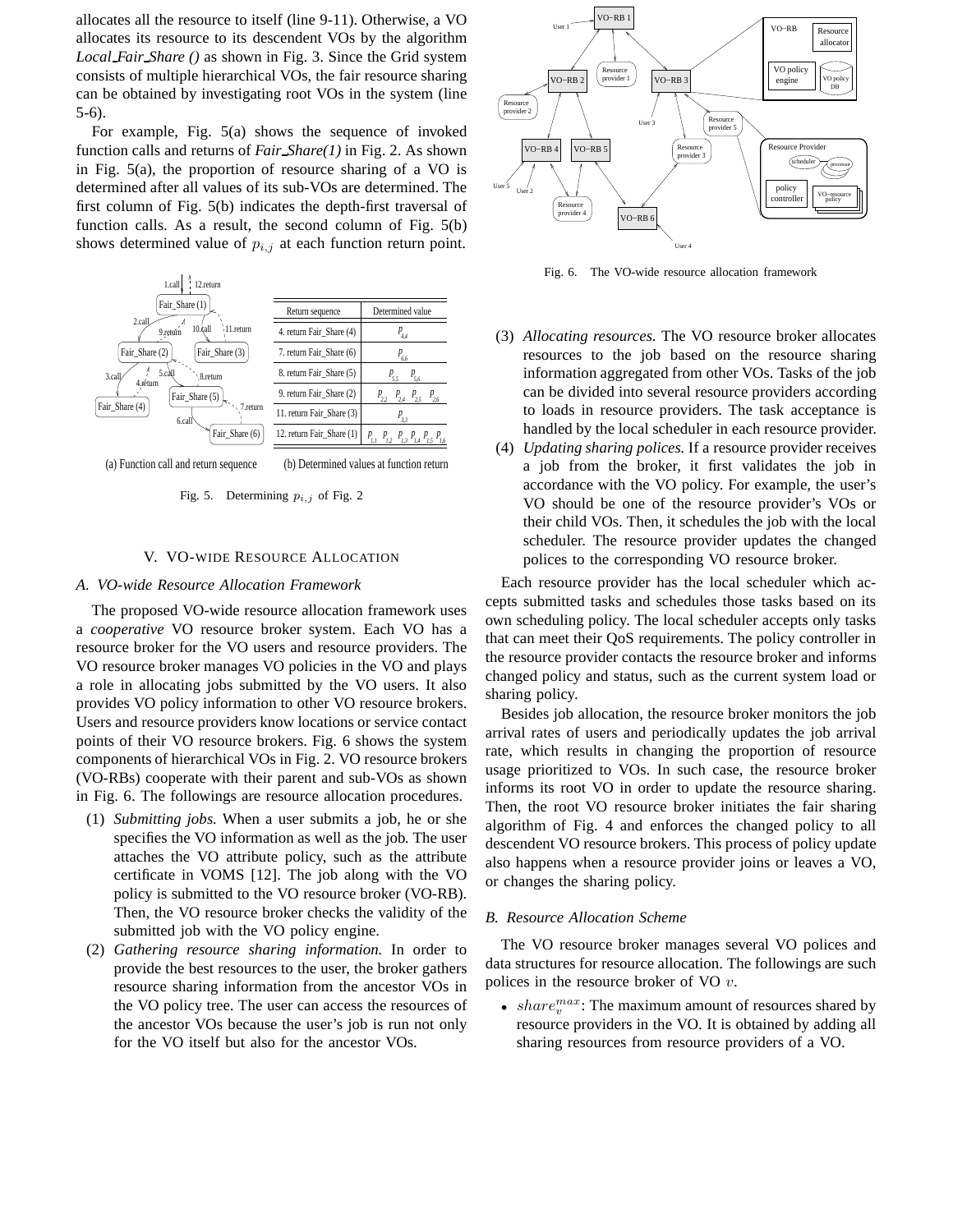allocates all the resource to itself (line 9-11). Otherwise, a VO allocates its resource to its descendent VOs by the algorithm *Local_Fair_Share ()* as shown in Fig. 3. Since the Grid system consists of multiple hierarchical VOs, the fair resource sharing can be obtained by investigating root VOs in the system (line 5-6).

For example, Fig. 5(a) shows the sequence of invoked function calls and returns of *Fair_Share(1)* in Fig. 2. As shown in Fig. 5(a), the proportion of resource sharing of a VO is determined after all values of its sub-VOs are determined. The first column of Fig. 5(b) indicates the depth-first traversal of function calls. As a result, the second column of Fig. 5(b) shows determined value of $p_{i,j}$ at each function return point.

1.call
12.return
Fair_Share (1)
2.call
9.return
10.call
11.return
Fair_Share (2)
Fair_Share (3)
3.call
4.return
5.call
8.return
Fair_Share (4)
Fair_Share (5)
7.return
6.call
Fair_Share (6)

(a) Function call and return sequence

| Return sequence | Determined value |
|---|---|
| 4. return Fair_Share (4) | $p_{4,4}$ |
| 7. return Fair_Share (6) | $p_{6,6}$ |
| 8. return Fair_Share (5) | $p_{5,5}$ $p_{5,6}$ |
| 9. return Fair_Share (2) | $p_{2,2}$ $p_{2,4}$ $p_{2,5}$ $p_{2,6}$ |
| 11. return Fair_Share (3) | $p_{3,3}$ |
| 12. return Fair_Share (1) | $p_{1,1}$ $p_{1,2}$ $p_{1,3}$ $p_{1,4}$ $p_{1,5}$ $p_{1,6}$ |

(b) Determined values at function return

Fig. 5. Determining $p_{i,j}$ of Fig. 2

## V. VO-WIDE RESOURCE ALLOCATION

### A. VO-wide Resource Allocation Framework

The proposed VO-wide resource allocation framework uses a *cooperative* VO resource broker system. Each VO has a resource broker for the VO users and resource providers. The VO resource broker manages VO policies in the VO and plays a role in allocating jobs submitted by the VO users. It also provides VO policy information to other VO resource brokers. Users and resource providers know locations or service contact points of their VO resource brokers. Fig. 6 shows the system components of hierarchical VOs in Fig. 2. VO resource brokers (VO-RBs) cooperate with their parent and sub-VOs as shown in Fig. 6. The followings are resource allocation procedures.

(1) *Submitting jobs.* When a user submits a job, he or she specifies the VO information as well as the job. The user attaches the VO attribute policy, such as the attribute certificate in VOMS [12]. The job along with the VO policy is submitted to the VO resource broker (VO-RB). Then, the VO resource broker checks the validity of the submitted job with the VO policy engine.

(2) *Gathering resource sharing information.* In order to provide the best resources to the user, the broker gathers resource sharing information from the ancestor VOs in the VO policy tree. The user can access the resources of the ancestor VOs because the user's job is run not only for the VO itself but also for the ancestor VOs.

VO-RB 1
User 1
Resource provider 1
VO-RB 2
VO-RB 3
Resource provider 2
VO-RB
Resource allocator
VO policy engine
VO policy DB
User 3
Resource provider 5
VO-RB 4
VO-RB 5
Resource provider 3
Resource Provider
scheduler
processor
policy controller
VO-resource policy
User 5
User 2
Resource provider 4
VO-RB 6
User 4

Fig. 6. The VO-wide resource allocation framework

(3) *Allocating resources.* The VO resource broker allocates resources to the job based on the resource sharing information aggregated from other VOs. Tasks of the job can be divided into several resource providers according to loads in resource providers. The task acceptance is handled by the local scheduler in each resource provider.

(4) *Updating sharing polices.* If a resource provider receives a job from the broker, it first validates the job in accordance with the VO policy. For example, the user's VO should be one of the resource provider's VOs or their child VOs. Then, it schedules the job with the local scheduler. The resource provider updates the changed polices to the corresponding VO resource broker.

Each resource provider has the local scheduler which accepts submitted tasks and schedules those tasks based on its own scheduling policy. The local scheduler accepts only tasks that can meet their QoS requirements. The policy controller in the resource provider contacts the resource broker and informs changed policy and status, such as the current system load or sharing policy.

Besides job allocation, the resource broker monitors the job arrival rates of users and periodically updates the job arrival rate, which results in changing the proportion of resource usage prioritized to VOs. In such case, the resource broker informs its root VO in order to update the resource sharing. Then, the root VO resource broker initiates the fair sharing algorithm of Fig. 4 and enforces the changed policy to all descendent VO resource brokers. This process of policy update also happens when a resource provider joins or leaves a VO, or changes the sharing policy.

### B. Resource Allocation Scheme

The VO resource broker manages several VO polices and data structures for resource allocation. The followings are such polices in the resource broker of VO $v$.

- $share_v^{max}$: The maximum amount of resources shared by resource providers in the VO. It is obtained by adding all sharing resources from resource providers of a VO.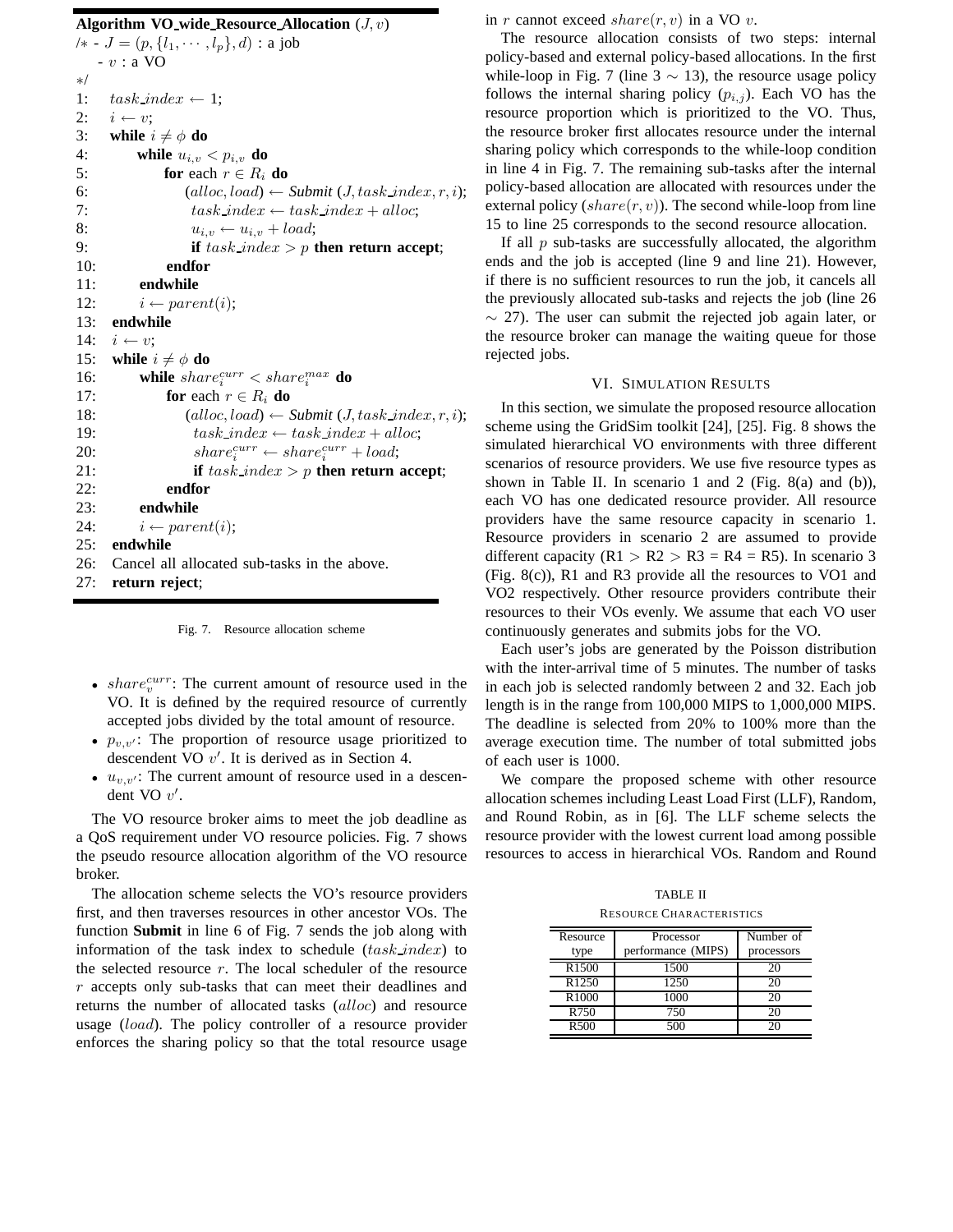**Algorithm VO_wide_Resource_Allocation** $(J, v)$

```
/* - J = (p, {l_1, ..., l_p}, d) : a job
   - v : a VO
*/
1:   task_index ← 1;
2:   i ← v;
3:   while i ≠ φ do
4:       while u_{i,v} < p_{i,v} do
5:           for each r ∈ R_i do
6:               (alloc, load) ← Submit (J, task_index, r, i);
7:               task_index ← task_index + alloc;
8:               u_{i,v} ← u_{i,v} + load;
9:               if task_index > p then return accept;
10:          endfor
11:      endwhile
12:      i ← parent(i);
13:  endwhile
14:  i ← v;
15:  while i ≠ φ do
16:      while share_i^{curr} < share_i^{max} do
17:          for each r ∈ R_i do
18:              (alloc, load) ← Submit (J, task_index, r, i);
19:              task_index ← task_index + alloc;
20:              share_i^{curr} ← share_i^{curr} + load;
21:              if task_index > p then return accept;
22:          endfor
23:      endwhile
24:      i ← parent(i);
25:  endwhile
26:  Cancel all allocated sub-tasks in the above.
27:  return reject;
```

Fig. 7. Resource allocation scheme

- $share_v^{curr}$: The current amount of resource used in the VO. It is defined by the required resource of currently accepted jobs divided by the total amount of resource.
- $p_{v,v'}$: The proportion of resource usage prioritized to descendent VO $v'$. It is derived as in Section 4.
- $u_{v,v'}$: The current amount of resource used in a descendent VO $v'$.

The VO resource broker aims to meet the job deadline as a QoS requirement under VO resource policies. Fig. 7 shows the pseudo resource allocation algorithm of the VO resource broker.

The allocation scheme selects the VO's resource providers first, and then traverses resources in other ancestor VOs. The function **Submit** in line 6 of Fig. 7 sends the job along with information of the task index to schedule ($task\_index$) to the selected resource $r$. The local scheduler of the resource $r$ accepts only sub-tasks that can meet their deadlines and returns the number of allocated tasks ($alloc$) and resource usage ($load$). The policy controller of a resource provider enforces the sharing policy so that the total resource usage in $r$ cannot exceed $share(r, v)$ in a VO $v$.

The resource allocation consists of two steps: internal policy-based and external policy-based allocations. In the first while-loop in Fig. 7 (line 3 $\sim$ 13), the resource usage policy follows the internal sharing policy ($p_{i,j}$). Each VO has the resource proportion which is prioritized to the VO. Thus, the resource broker first allocates resource under the internal sharing policy which corresponds to the while-loop condition in line 4 in Fig. 7. The remaining sub-tasks after the internal policy-based allocation are allocated with resources under the external policy ($share(r, v)$). The second while-loop from line 15 to line 25 corresponds to the second resource allocation.

If all $p$ sub-tasks are successfully allocated, the algorithm ends and the job is accepted (line 9 and line 21). However, if there is no sufficient resources to run the job, it cancels all the previously allocated sub-tasks and rejects the job (line 26 $\sim$ 27). The user can submit the rejected job again later, or the resource broker can manage the waiting queue for those rejected jobs.

## VI. Simulation Results

In this section, we simulate the proposed resource allocation scheme using the GridSim toolkit [24], [25]. Fig. 8 shows the simulated hierarchical VO environments with three different scenarios of resource providers. We use five resource types as shown in Table II. In scenario 1 and 2 (Fig. 8(a) and (b)), each VO has one dedicated resource provider. All resource providers have the same resource capacity in scenario 1. Resource providers in scenario 2 are assumed to provide different capacity (R1 > R2 > R3 = R4 = R5). In scenario 3 (Fig. 8(c)), R1 and R3 provide all the resources to VO1 and VO2 respectively. Other resource providers contribute their resources to their VOs evenly. We assume that each VO user continuously generates and submits jobs for the VO.

Each user's jobs are generated by the Poisson distribution with the inter-arrival time of 5 minutes. The number of tasks in each job is selected randomly between 2 and 32. Each job length is in the range from 100,000 MIPS to 1,000,000 MIPS. The deadline is selected from 20% to 100% more than the average execution time. The number of total submitted jobs of each user is 1000.

We compare the proposed scheme with other resource allocation schemes including Least Load First (LLF), Random, and Round Robin, as in [6]. The LLF scheme selects the resource provider with the lowest current load among possible resources to access in hierarchical VOs. Random and Round

TABLE II
Resource Characteristics

| Resource type | Processor performance (MIPS) | Number of processors |
|---|---|---|
| R1500 | 1500 | 20 |
| R1250 | 1250 | 20 |
| R1000 | 1000 | 20 |
| R750 | 750 | 20 |
| R500 | 500 | 20 |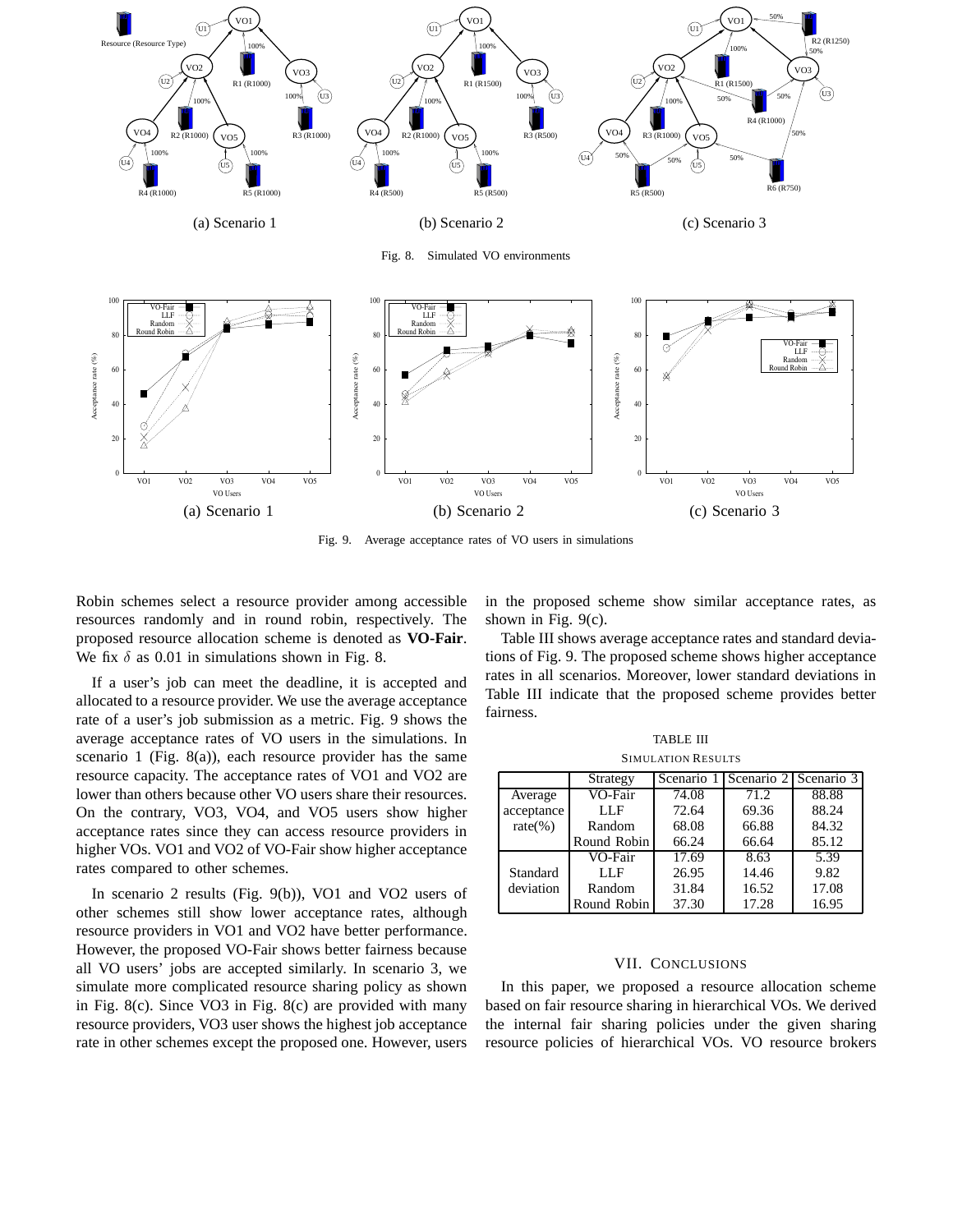(a) Scenario 1

(b) Scenario 2

(c) Scenario 3

Fig. 8. Simulated VO environments

(a) Scenario 1

(b) Scenario 2

(c) Scenario 3

Fig. 9. Average acceptance rates of VO users in simulations

Robin schemes select a resource provider among accessible resources randomly and in round robin, respectively. The proposed resource allocation scheme is denoted as **VO-Fair**. We fix $\delta$ as 0.01 in simulations shown in Fig. 8.

If a user's job can meet the deadline, it is accepted and allocated to a resource provider. We use the average acceptance rate of a user's job submission as a metric. Fig. 9 shows the average acceptance rates of VO users in the simulations. In scenario 1 (Fig. 8(a)), each resource provider has the same resource capacity. The acceptance rates of VO1 and VO2 are lower than others because other VO users share their resources. On the contrary, VO3, VO4, and VO5 users show higher acceptance rates since they can access resource providers in higher VOs. VO1 and VO2 of VO-Fair show higher acceptance rates compared to other schemes.

In scenario 2 results (Fig. 9(b)), VO1 and VO2 users of other schemes still show lower acceptance rates, although resource providers in VO1 and VO2 have better performance. However, the proposed VO-Fair shows better fairness because all VO users' jobs are accepted similarly. In scenario 3, we simulate more complicated resource sharing policy as shown in Fig. 8(c). Since VO3 in Fig. 8(c) are provided with many resource providers, VO3 user shows the highest job acceptance rate in other schemes except the proposed one. However, users in the proposed scheme show similar acceptance rates, as shown in Fig. 9(c).

Table III shows average acceptance rates and standard deviations of Fig. 9. The proposed scheme shows higher acceptance rates in all scenarios. Moreover, lower standard deviations in Table III indicate that the proposed scheme provides better fairness.

TABLE III
SIMULATION RESULTS

| | Strategy | Scenario 1 | Scenario 2 | Scenario 3 |
|---|---|---|---|---|
| Average acceptance rate(%) | VO-Fair | 74.08 | 71.2 | 88.88 |
| | LLF | 72.64 | 69.36 | 88.24 |
| | Random | 68.08 | 66.88 | 84.32 |
| | Round Robin | 66.24 | 66.64 | 85.12 |
| Standard deviation | VO-Fair | 17.69 | 8.63 | 5.39 |
| | LLF | 26.95 | 14.46 | 9.82 |
| | Random | 31.84 | 16.52 | 17.08 |
| | Round Robin | 37.30 | 17.28 | 16.95 |

## VII. CONCLUSIONS

In this paper, we proposed a resource allocation scheme based on fair resource sharing in hierarchical VOs. We derived the internal fair sharing policies under the given sharing resource policies of hierarchical VOs. VO resource brokers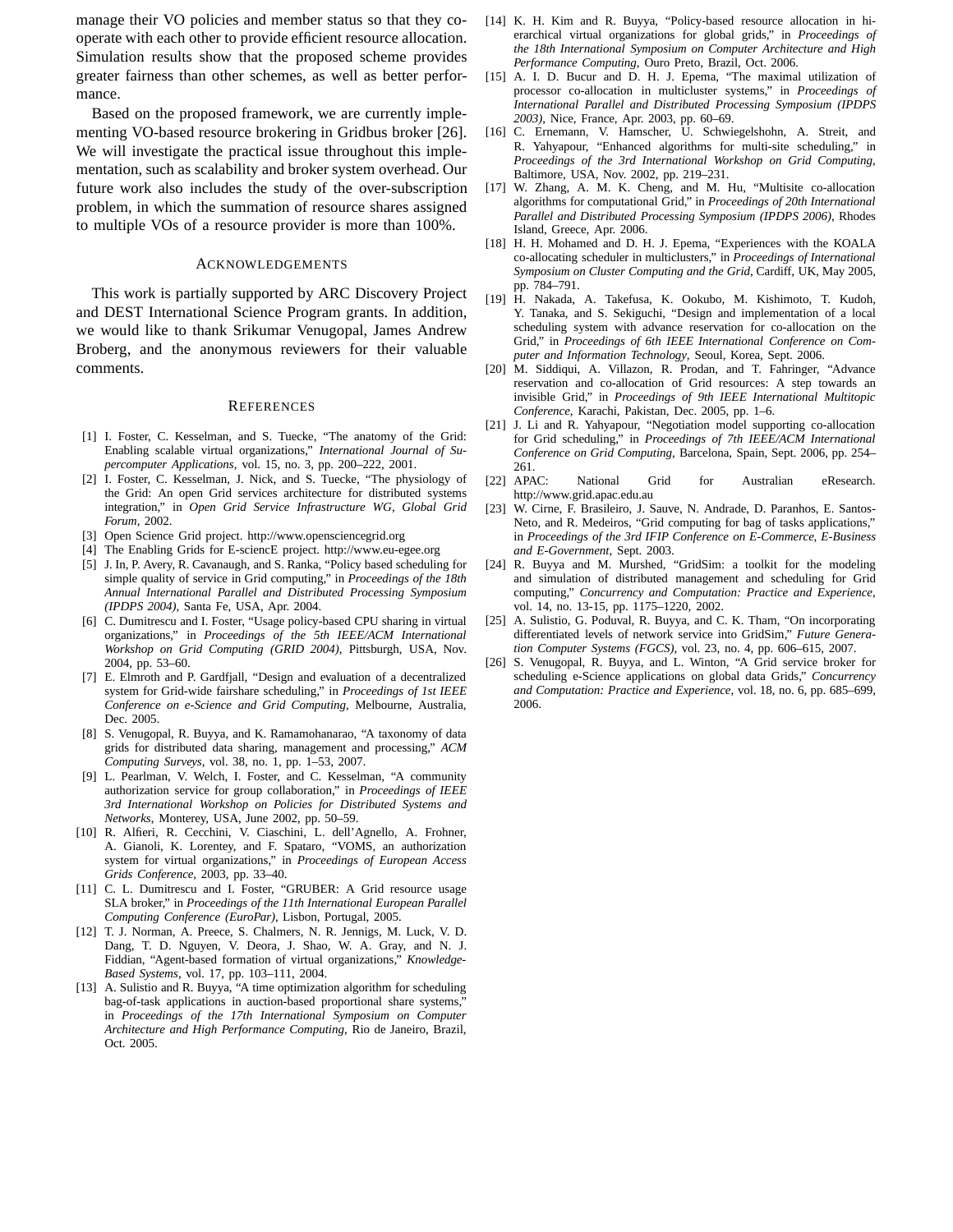manage their VO policies and member status so that they cooperate with each other to provide efficient resource allocation. Simulation results show that the proposed scheme provides greater fairness than other schemes, as well as better performance.

Based on the proposed framework, we are currently implementing VO-based resource brokering in Gridbus broker [26]. We will investigate the practical issue throughout this implementation, such as scalability and broker system overhead. Our future work also includes the study of the over-subscription problem, in which the summation of resource shares assigned to multiple VOs of a resource provider is more than 100%.

## Acknowledgements

This work is partially supported by ARC Discovery Project and DEST International Science Program grants. In addition, we would like to thank Srikumar Venugopal, James Andrew Broberg, and the anonymous reviewers for their valuable comments.

## References

[1] I. Foster, C. Kesselman, and S. Tuecke, "The anatomy of the Grid: Enabling scalable virtual organizations," *International Journal of Supercomputer Applications*, vol. 15, no. 3, pp. 200–222, 2001.

[2] I. Foster, C. Kesselman, J. Nick, and S. Tuecke, "The physiology of the Grid: An open Grid services architecture for distributed systems integration," in *Open Grid Service Infrastructure WG, Global Grid Forum*, 2002.

[3] Open Science Grid project. http://www.opensciencegrid.org

[4] The Enabling Grids for E-sciencE project. http://www.eu-egee.org

[5] J. In, P. Avery, R. Cavanaugh, and S. Ranka, "Policy based scheduling for simple quality of service in Grid computing," in *Proceedings of the 18th Annual International Parallel and Distributed Processing Symposium (IPDPS 2004)*, Santa Fe, USA, Apr. 2004.

[6] C. Dumitrescu and I. Foster, "Usage policy-based CPU sharing in virtual organizations," in *Proceedings of the 5th IEEE/ACM International Workshop on Grid Computing (GRID 2004)*, Pittsburgh, USA, Nov. 2004, pp. 53–60.

[7] E. Elmroth and P. Gardfjall, "Design and evaluation of a decentralized system for Grid-wide fairshare scheduling," in *Proceedings of 1st IEEE Conference on e-Science and Grid Computing*, Melbourne, Australia, Dec. 2005.

[8] S. Venugopal, R. Buyya, and K. Ramamohanarao, "A taxonomy of data grids for distributed data sharing, management and processing," *ACM Computing Surveys*, vol. 38, no. 1, pp. 1–53, 2007.

[9] L. Pearlman, V. Welch, I. Foster, and C. Kesselman, "A community authorization service for group collaboration," in *Proceedings of IEEE 3rd International Workshop on Policies for Distributed Systems and Networks*, Monterey, USA, June 2002, pp. 50–59.

[10] R. Alfieri, R. Cecchini, V. Ciaschini, L. dell'Agnello, A. Frohner, A. Gianoli, K. Lorentey, and F. Spataro, "VOMS, an authorization system for virtual organizations," in *Proceedings of European Access Grids Conference*, 2003, pp. 33–40.

[11] C. L. Dumitrescu and I. Foster, "GRUBER: A Grid resource usage SLA broker," in *Proceedings of the 11th International European Parallel Computing Conference (EuroPar)*, Lisbon, Portugal, 2005.

[12] T. J. Norman, A. Preece, S. Chalmers, N. R. Jennigs, M. Luck, V. D. Dang, T. D. Nguyen, V. Deora, J. Shao, W. A. Gray, and N. J. Fiddian, "Agent-based formation of virtual organizations," *Knowledge-Based Systems*, vol. 17, pp. 103–111, 2004.

[13] A. Sulistio and R. Buyya, "A time optimization algorithm for scheduling bag-of-task applications in auction-based proportional share systems," in *Proceedings of the 17th International Symposium on Computer Architecture and High Performance Computing*, Rio de Janeiro, Brazil, Oct. 2005.

[14] K. H. Kim and R. Buyya, "Policy-based resource allocation in hierarchical virtual organizations for global grids," in *Proceedings of the 18th International Symposium on Computer Architecture and High Performance Computing*, Ouro Preto, Brazil, Oct. 2006.

[15] A. I. D. Bucur and D. H. J. Epema, "The maximal utilization of processor co-allocation in multicluster systems," in *Proceedings of International Parallel and Distributed Processing Symposium (IPDPS 2003)*, Nice, France, Apr. 2003, pp. 60–69.

[16] C. Ernemann, V. Hamscher, U. Schwiegelshohn, A. Streit, and R. Yahyapour, "Enhanced algorithms for multi-site scheduling," in *Proceedings of the 3rd International Workshop on Grid Computing*, Baltimore, USA, Nov. 2002, pp. 219–231.

[17] W. Zhang, A. M. K. Cheng, and M. Hu, "Multisite co-allocation algorithms for computational Grid," in *Proceedings of 20th International Parallel and Distributed Processing Symposium (IPDPS 2006)*, Rhodes Island, Greece, Apr. 2006.

[18] H. H. Mohamed and D. H. J. Epema, "Experiences with the KOALA co-allocating scheduler in multiclusters," in *Proceedings of International Symposium on Cluster Computing and the Grid*, Cardiff, UK, May 2005, pp. 784–791.

[19] H. Nakada, A. Takefusa, K. Ookubo, M. Kishimoto, T. Kudoh, Y. Tanaka, and S. Sekiguchi, "Design and implementation of a local scheduling system with advance reservation for co-allocation on the Grid," in *Proceedings of 6th IEEE International Conference on Computer and Information Technology*, Seoul, Korea, Sept. 2006.

[20] M. Siddiqui, A. Villazon, R. Prodan, and T. Fahringer, "Advance reservation and co-allocation of Grid resources: A step towards an invisible Grid," in *Proceedings of 9th IEEE International Multitopic Conference*, Karachi, Pakistan, Dec. 2005, pp. 1–6.

[21] J. Li and R. Yahyapour, "Negotiation model supporting co-allocation for Grid scheduling," in *Proceedings of 7th IEEE/ACM International Conference on Grid Computing*, Barcelona, Spain, Sept. 2006, pp. 254–261.

[22] APAC: National Grid for Australian eResearch. http://www.grid.apac.edu.au

[23] W. Cirne, F. Brasileiro, J. Sauve, N. Andrade, D. Paranhos, E. Santos-Neto, and R. Medeiros, "Grid computing for bag of tasks applications," in *Proceedings of the 3rd IFIP Conference on E-Commerce, E-Business and E-Government*, Sept. 2003.

[24] R. Buyya and M. Murshed, "GridSim: a toolkit for the modeling and simulation of distributed management and scheduling for Grid computing," *Concurrency and Computation: Practice and Experience*, vol. 14, no. 13-15, pp. 1175–1220, 2002.

[25] A. Sulistio, G. Poduval, R. Buyya, and C. K. Tham, "On incorporating differentiated levels of network service into GridSim," *Future Generation Computer Systems (FGCS)*, vol. 23, no. 4, pp. 606–615, 2007.

[26] S. Venugopal, R. Buyya, and L. Winton, "A Grid service broker for scheduling e-Science applications on global data Grids," *Concurrency and Computation: Practice and Experience*, vol. 18, no. 6, pp. 685–699, 2006.